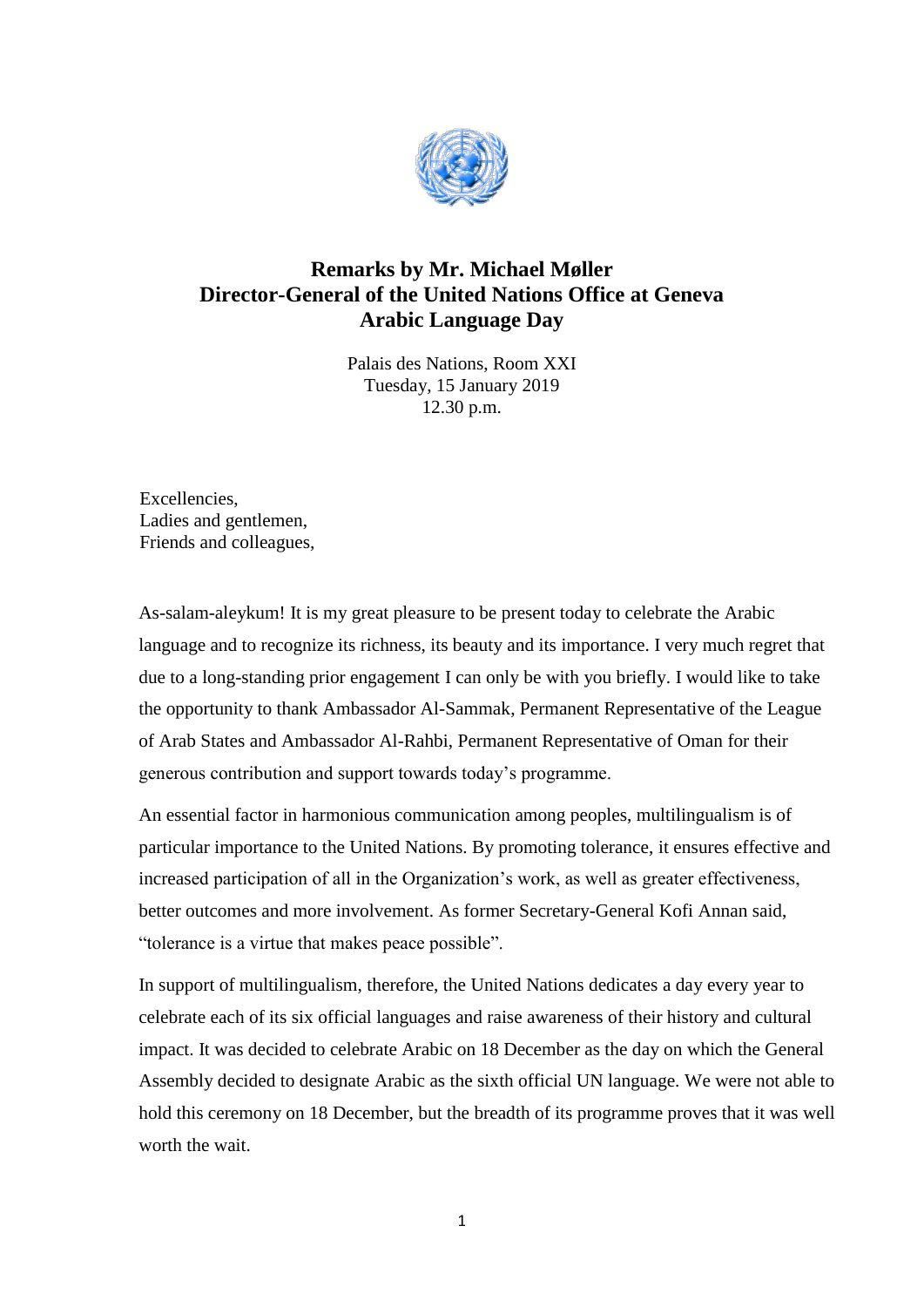# Remarks by Mr. Michael Møller
# Director-General of the United Nations Office at Geneva
# Arabic Language Day

Palais des Nations, Room XXI
Tuesday, 15 January 2019
12.30 p.m.

Excellencies,
Ladies and gentlemen,
Friends and colleagues,

As-salam-aleykum! It is my great pleasure to be present today to celebrate the Arabic language and to recognize its richness, its beauty and its importance. I very much regret that due to a long-standing prior engagement I can only be with you briefly. I would like to take the opportunity to thank Ambassador Al-Sammak, Permanent Representative of the League of Arab States and Ambassador Al-Rahbi, Permanent Representative of Oman for their generous contribution and support towards today's programme.

An essential factor in harmonious communication among peoples, multilingualism is of particular importance to the United Nations. By promoting tolerance, it ensures effective and increased participation of all in the Organization's work, as well as greater effectiveness, better outcomes and more involvement. As former Secretary-General Kofi Annan said, "tolerance is a virtue that makes peace possible".

In support of multilingualism, therefore, the United Nations dedicates a day every year to celebrate each of its six official languages and raise awareness of their history and cultural impact. It was decided to celebrate Arabic on 18 December as the day on which the General Assembly decided to designate Arabic as the sixth official UN language. We were not able to hold this ceremony on 18 December, but the breadth of its programme proves that it was well worth the wait.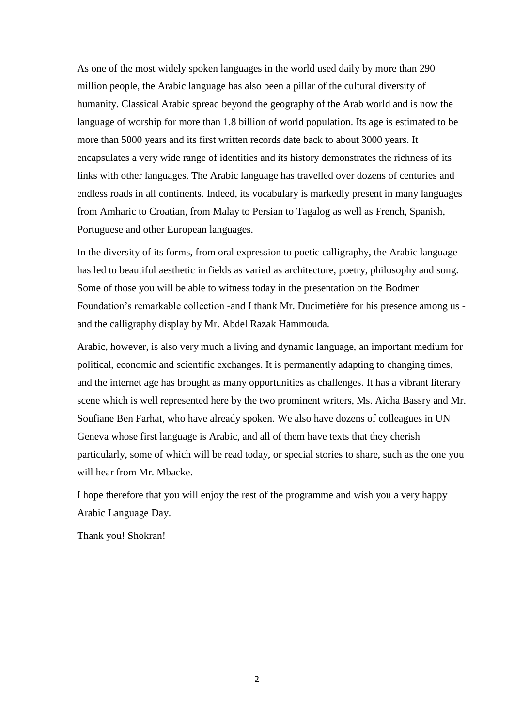As one of the most widely spoken languages in the world used daily by more than 290 million people, the Arabic language has also been a pillar of the cultural diversity of humanity. Classical Arabic spread beyond the geography of the Arab world and is now the language of worship for more than 1.8 billion of world population. Its age is estimated to be more than 5000 years and its first written records date back to about 3000 years. It encapsulates a very wide range of identities and its history demonstrates the richness of its links with other languages. The Arabic language has travelled over dozens of centuries and endless roads in all continents. Indeed, its vocabulary is markedly present in many languages from Amharic to Croatian, from Malay to Persian to Tagalog as well as French, Spanish, Portuguese and other European languages.

In the diversity of its forms, from oral expression to poetic calligraphy, the Arabic language has led to beautiful aesthetic in fields as varied as architecture, poetry, philosophy and song. Some of those you will be able to witness today in the presentation on the Bodmer Foundation's remarkable collection -and I thank Mr. Ducimetière for his presence among us - and the calligraphy display by Mr. Abdel Razak Hammouda.

Arabic, however, is also very much a living and dynamic language, an important medium for political, economic and scientific exchanges. It is permanently adapting to changing times, and the internet age has brought as many opportunities as challenges. It has a vibrant literary scene which is well represented here by the two prominent writers, Ms. Aicha Bassry and Mr. Soufiane Ben Farhat, who have already spoken. We also have dozens of colleagues in UN Geneva whose first language is Arabic, and all of them have texts that they cherish particularly, some of which will be read today, or special stories to share, such as the one you will hear from Mr. Mbacke.

I hope therefore that you will enjoy the rest of the programme and wish you a very happy Arabic Language Day.

Thank you! Shokran!